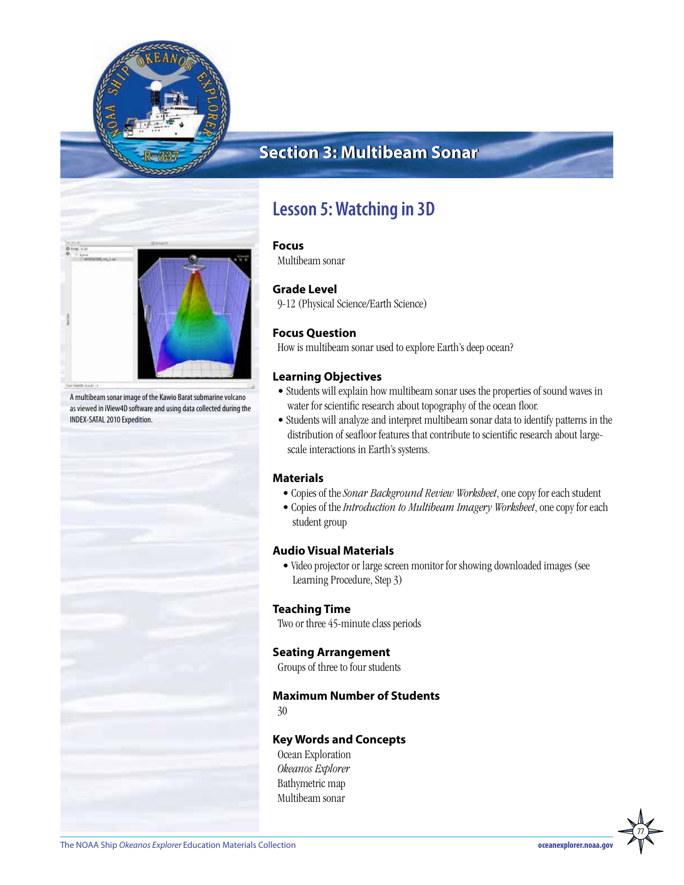# Section 3: Multibeam Sonar

A multibeam sonar image of the Kawio Barat submarine volcano as viewed in iView4D software and using data collected during the INDEX-SATAL 2010 Expedition.

## Lesson 5: Watching in 3D

### Focus

Multibeam sonar

### Grade Level

9-12 (Physical Science/Earth Science)

### Focus Question

How is multibeam sonar used to explore Earth's deep ocean?

### Learning Objectives

- Students will explain how multibeam sonar uses the properties of sound waves in water for scientific research about topography of the ocean floor.
- Students will analyze and interpret multibeam sonar data to identify patterns in the distribution of seafloor features that contribute to scientific research about large-scale interactions in Earth's systems.

### Materials

- Copies of the *Sonar Background Review Worksheet*, one copy for each student
- Copies of the *Introduction to Multibeam Imagery Worksheet*, one copy for each student group

### Audio Visual Materials

- Video projector or large screen monitor for showing downloaded images (see Learning Procedure, Step 3)

### Teaching Time

Two or three 45-minute class periods

### Seating Arrangement

Groups of three to four students

### Maximum Number of Students

30

### Key Words and Concepts

Ocean Exploration
*Okeanos Explorer*
Bathymetric map
Multibeam sonar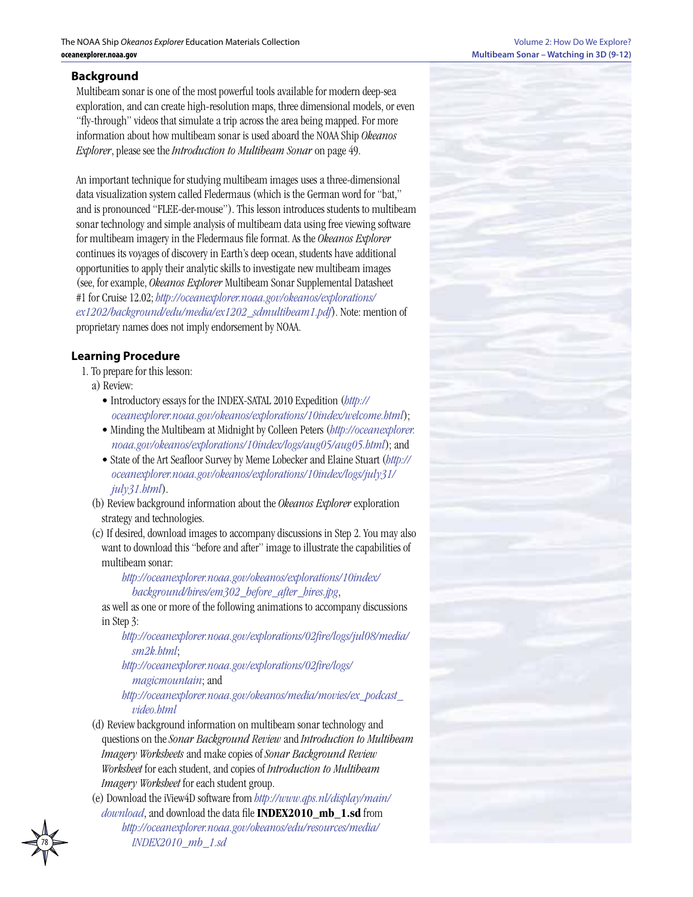## Background

Multibeam sonar is one of the most powerful tools available for modern deep-sea exploration, and can create high-resolution maps, three dimensional models, or even "fly-through" videos that simulate a trip across the area being mapped. For more information about how multibeam sonar is used aboard the NOAA Ship *Okeanos Explorer*, please see the *Introduction to Multibeam Sonar* on page 49.

An important technique for studying multibeam images uses a three-dimensional data visualization system called Fledermaus (which is the German word for "bat," and is pronounced "FLEE-der-mouse"). This lesson introduces students to multibeam sonar technology and simple analysis of multibeam data using free viewing software for multibeam imagery in the Fledermaus file format. As the *Okeanos Explorer* continues its voyages of discovery in Earth's deep ocean, students have additional opportunities to apply their analytic skills to investigate new multibeam images (see, for example, *Okeanos Explorer* Multibeam Sonar Supplemental Datasheet #1 for Cruise 12.02; *http://oceanexplorer.noaa.gov/okeanos/explorations/ex1202/background/edu/media/ex1202_sdmultibeam1.pdf*). Note: mention of proprietary names does not imply endorsement by NOAA.

## Learning Procedure

1. To prepare for this lesson:
   a) Review:
      - Introductory essays for the INDEX-SATAL 2010 Expedition (*http://oceanexplorer.noaa.gov/okeanos/explorations/10index/welcome.html*);
      - Minding the Multibeam at Midnight by Colleen Peters (*http://oceanexplorer.noaa.gov/okeanos/explorations/10index/logs/aug05/aug05.html*); and
      - State of the Art Seafloor Survey by Meme Lobecker and Elaine Stuart (*http://oceanexplorer.noaa.gov/okeanos/explorations/10index/logs/july31/july31.html*).

   (b) Review background information about the *Okeanos Explorer* exploration strategy and technologies.

   (c) If desired, download images to accompany discussions in Step 2. You may also want to download this "before and after" image to illustrate the capabilities of multibeam sonar:

      *http://oceanexplorer.noaa.gov/okeanos/explorations/10index/background/hires/em302_before_after_hires.jpg*,

      as well as one or more of the following animations to accompany discussions in Step 3:

      *http://oceanexplorer.noaa.gov/explorations/02fire/logs/jul08/media/sm2k.html*;

      *http://oceanexplorer.noaa.gov/explorations/02fire/logs/magicmountain*; and

      *http://oceanexplorer.noaa.gov/okeanos/media/movies/ex_podcast_video.html*

   (d) Review background information on multibeam sonar technology and questions on the *Sonar Background Review* and *Introduction to Multibeam Imagery Worksheets* and make copies of *Sonar Background Review Worksheet* for each student, and copies of *Introduction to Multibeam Imagery Worksheet* for each student group.

   (e) Download the iView4D software from *http://www.qps.nl/display/main/download*, and download the data file **INDEX2010_mb_1.sd** from

      *http://oceanexplorer.noaa.gov/okeanos/edu/resources/media/INDEX2010_mb_1.sd*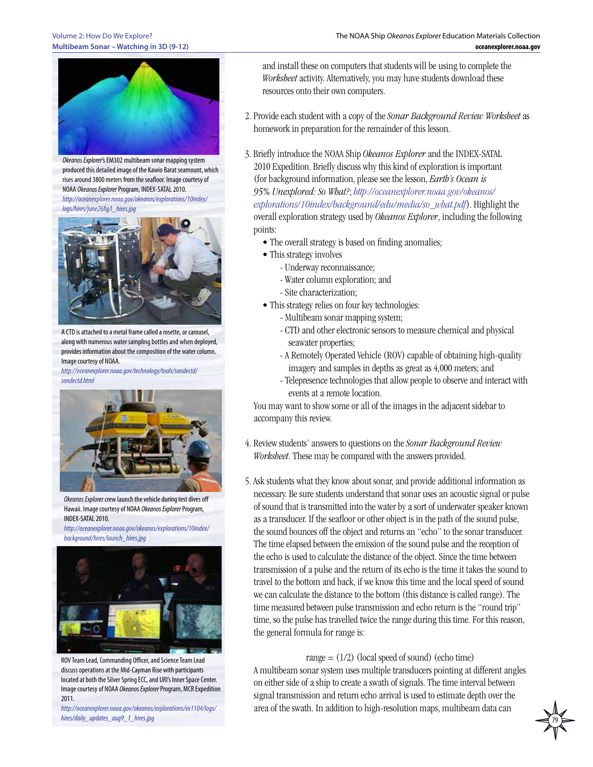and install these on computers that students will be using to complete the *Worksheet* activity. Alternatively, you may have students download these resources onto their own computers.

2. Provide each student with a copy of the *Sonar Background Review Worksheet* as homework in preparation for the remainder of this lesson.

3. Briefly introduce the NOAA Ship *Okeanos Explorer* and the INDEX-SATAL 2010 Expedition. Briefly discuss why this kind of exploration is important (for background information, please see the lesson, *Earth's Ocean is 95% Unexplored: So What?*; *http://oceanexplorer.noaa.gov/okeanos/explorations/10index/background/edu/media/so_what.pdf*). Highlight the overall exploration strategy used by *Okeanos Explorer*, including the following points:
   - The overall strategy is based on finding anomalies;
   - This strategy involves
     - Underway reconnaissance;
     - Water column exploration; and
     - Site characterization;
   - This strategy relies on four key technologies:
     - Multibeam sonar mapping system;
     - CTD and other electronic sensors to measure chemical and physical seawater properties;
     - A Remotely Operated Vehicle (ROV) capable of obtaining high-quality imagery and samples in depths as great as 4,000 meters; and
     - Telepresence technologies that allow people to observe and interact with events at a remote location.

   You may want to show some or all of the images in the adjacent sidebar to accompany this review.

4. Review students' answers to questions on the *Sonar Background Review Worksheet*. These may be compared with the answers provided.

5. Ask students what they know about sonar, and provide additional information as necessary. Be sure students understand that sonar uses an acoustic signal or pulse of sound that is transmitted into the water by a sort of underwater speaker known as a transducer. If the seafloor or other object is in the path of the sound pulse, the sound bounces off the object and returns an "echo" to the sonar transducer. The time elapsed between the emission of the sound pulse and the reception of the echo is used to calculate the distance of the object. Since the time between transmission of a pulse and the return of its echo is the time it takes the sound to travel to the bottom and back, if we know this time and the local speed of sound we can calculate the distance to the bottom (this distance is called range). The time measured between pulse transmission and echo return is the "round trip" time, so the pulse has travelled twice the range during this time. For this reason, the general formula for range is:

$$\text{range} = (1/2)\ (\text{local speed of sound})\ (\text{echo time})$$

   A multibeam sonar system uses multiple transducers pointing at different angles on either side of a ship to create a swath of signals. The time interval between signal transmission and return echo arrival is used to estimate depth over the area of the swath. In addition to high-resolution maps, multibeam data can

*Okeanos Explorer*'s EM302 multibeam sonar mapping system produced this detailed image of the Kawio Barat seamount, which rises around 3800 meters from the seafloor. Image courtesy of NOAA *Okeanos Explorer* Program, INDEX-SATAL 2010.
*http://oceanexplorer.noaa.gov/okeanos/explorations/10index/logs/hires/june26fig1_hires.jpg*

A CTD is attached to a metal frame called a rosette, or carousel, along with numerous water sampling bottles and when deployed, provides information about the composition of the water column. Image courtesy of NOAA.
*http://oceanexplorer.noaa.gov/technology/tools/sondectd/sondectd.html*

*Okeanos Explorer* crew launch the vehicle during test dives off Hawaii. Image courtesy of NOAA *Okeanos Explorer* Program, INDEX-SATAL 2010.
*http://oceanexplorer.noaa.gov/okeanos/explorations/10index/background/hires/launch_hires.jpg*

ROV Team Lead, Commanding Officer, and Science Team Lead discuss operations at the Mid-Cayman Rise with participants located at both the Silver Spring ECC, and URI's Inner Space Center. Image courtesy of NOAA *Okeanos Explorer* Program, MCR Expedition 2011.
*http://oceanexplorer.noaa.gov/okeanos/explorations/ex1104/logs/hires/daily_updates_aug9_1_hires.jpg*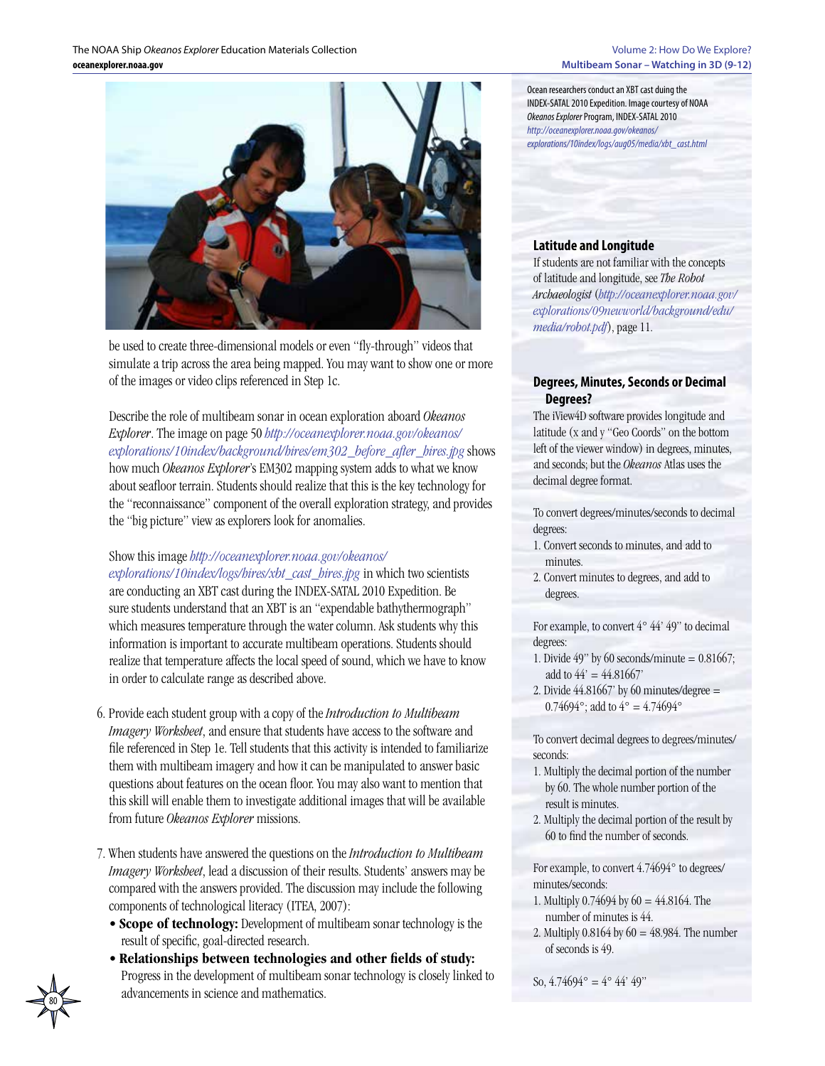be used to create three-dimensional models or even "fly-through" videos that simulate a trip across the area being mapped. You may want to show one or more of the images or video clips referenced in Step 1c.

Describe the role of multibeam sonar in ocean exploration aboard *Okeanos Explorer*. The image on page 50 *http://oceanexplorer.noaa.gov/okeanos/explorations/10index/background/hires/em302_before_after_hires.jpg* shows how much *Okeanos Explorer*'s EM302 mapping system adds to what we know about seafloor terrain. Students should realize that this is the key technology for the "reconnaissance" component of the overall exploration strategy, and provides the "big picture" view as explorers look for anomalies.

Show this image *http://oceanexplorer.noaa.gov/okeanos/explorations/10index/logs/hires/xbt_cast_hires.jpg* in which two scientists are conducting an XBT cast during the INDEX-SATAL 2010 Expedition. Be sure students understand that an XBT is an "expendable bathythermograph" which measures temperature through the water column. Ask students why this information is important to accurate multibeam operations. Students should realize that temperature affects the local speed of sound, which we have to know in order to calculate range as described above.

6. Provide each student group with a copy of the *Introduction to Multibeam Imagery Worksheet*, and ensure that students have access to the software and file referenced in Step 1e. Tell students that this activity is intended to familiarize them with multibeam imagery and how it can be manipulated to answer basic questions about features on the ocean floor. You may also want to mention that this skill will enable them to investigate additional images that will be available from future *Okeanos Explorer* missions.

7. When students have answered the questions on the *Introduction to Multibeam Imagery Worksheet*, lead a discussion of their results. Students' answers may be compared with the answers provided. The discussion may include the following components of technological literacy (ITEA, 2007):
   - **Scope of technology:** Development of multibeam sonar technology is the result of specific, goal-directed research.
   - **Relationships between technologies and other fields of study:** Progress in the development of multibeam sonar technology is closely linked to advancements in science and mathematics.

Ocean researchers conduct an XBT cast during the INDEX-SATAL 2010 Expedition. Image courtesy of NOAA *Okeanos Explorer* Program, INDEX-SATAL 2010 *http://oceanexplorer.noaa.gov/okeanos/explorations/10index/logs/aug05/media/xbt_cast.html*

### Latitude and Longitude

If students are not familiar with the concepts of latitude and longitude, see *The Robot Archaeologist* (*http://oceanexplorer.noaa.gov/explorations/09newworld/background/edu/media/robot.pdf*), page 11.

### Degrees, Minutes, Seconds or Decimal Degrees?

The iView4D software provides longitude and latitude (x and y "Geo Coords" on the bottom left of the viewer window) in degrees, minutes, and seconds; but the *Okeanos* Atlas uses the decimal degree format.

To convert degrees/minutes/seconds to decimal degrees:

1. Convert seconds to minutes, and add to minutes.
2. Convert minutes to degrees, and add to degrees.

For example, to convert 4° 44' 49" to decimal degrees:

1. Divide 49" by 60 seconds/minute = 0.81667; add to 44' = 44.81667'
2. Divide 44.81667' by 60 minutes/degree = 0.74694°; add to 4° = 4.74694°

To convert decimal degrees to degrees/minutes/seconds:

1. Multiply the decimal portion of the number by 60. The whole number portion of the result is minutes.
2. Multiply the decimal portion of the result by 60 to find the number of seconds.

For example, to convert 4.74694° to degrees/minutes/seconds:

1. Multiply 0.74694 by 60 = 44.8164. The number of minutes is 44.
2. Multiply 0.8164 by 60 = 48.984. The number of seconds is 49.

So, 4.74694° = 4° 44' 49"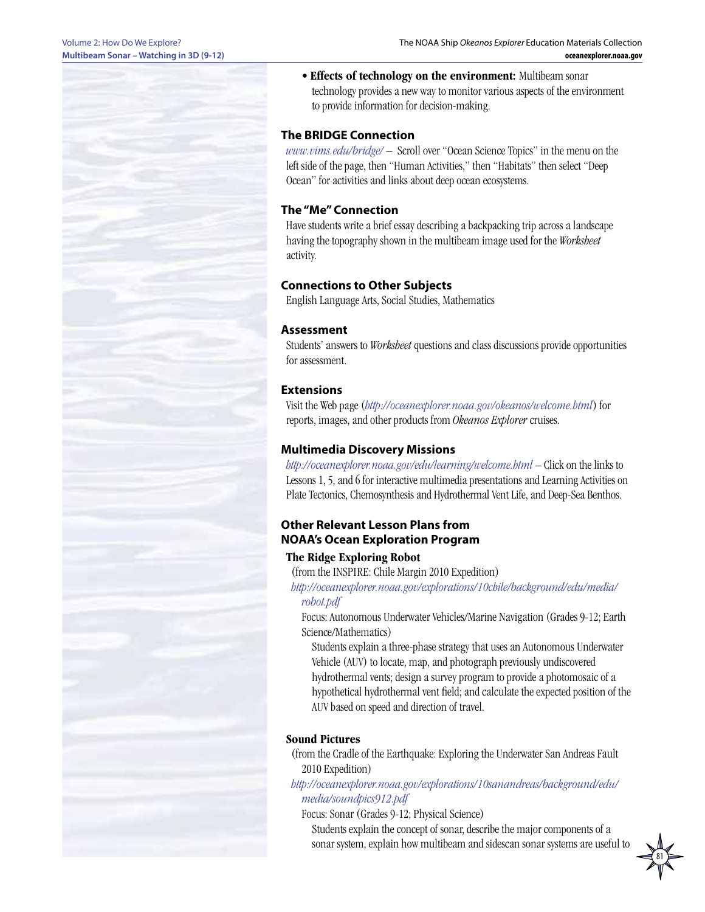- **Effects of technology on the environment:** Multibeam sonar technology provides a new way to monitor various aspects of the environment to provide information for decision-making.

## The BRIDGE Connection

*www.vims.edu/bridge/* – Scroll over "Ocean Science Topics" in the menu on the left side of the page, then "Human Activities," then "Habitats" then select "Deep Ocean" for activities and links about deep ocean ecosystems.

## The "Me" Connection

Have students write a brief essay describing a backpacking trip across a landscape having the topography shown in the multibeam image used for the *Worksheet* activity.

## Connections to Other Subjects

English Language Arts, Social Studies, Mathematics

## Assessment

Students' answers to *Worksheet* questions and class discussions provide opportunities for assessment.

## Extensions

Visit the Web page (*http://oceanexplorer.noaa.gov/okeanos/welcome.html*) for reports, images, and other products from *Okeanos Explorer* cruises.

## Multimedia Discovery Missions

*http://oceanexplorer.noaa.gov/edu/learning/welcome.html* – Click on the links to Lessons 1, 5, and 6 for interactive multimedia presentations and Learning Activities on Plate Tectonics, Chemosynthesis and Hydrothermal Vent Life, and Deep-Sea Benthos.

## Other Relevant Lesson Plans from NOAA's Ocean Exploration Program

### The Ridge Exploring Robot

(from the INSPIRE: Chile Margin 2010 Expedition)

*http://oceanexplorer.noaa.gov/explorations/10chile/background/edu/media/robot.pdf*

Focus: Autonomous Underwater Vehicles/Marine Navigation (Grades 9-12; Earth Science/Mathematics)

Students explain a three-phase strategy that uses an Autonomous Underwater Vehicle (AUV) to locate, map, and photograph previously undiscovered hydrothermal vents; design a survey program to provide a photomosaic of a hypothetical hydrothermal vent field; and calculate the expected position of the AUV based on speed and direction of travel.

### Sound Pictures

(from the Cradle of the Earthquake: Exploring the Underwater San Andreas Fault 2010 Expedition)

*http://oceanexplorer.noaa.gov/explorations/10sanandreas/background/edu/media/soundpics912.pdf*

Focus: Sonar (Grades 9-12; Physical Science)

Students explain the concept of sonar, describe the major components of a sonar system, explain how multibeam and sidescan sonar systems are useful to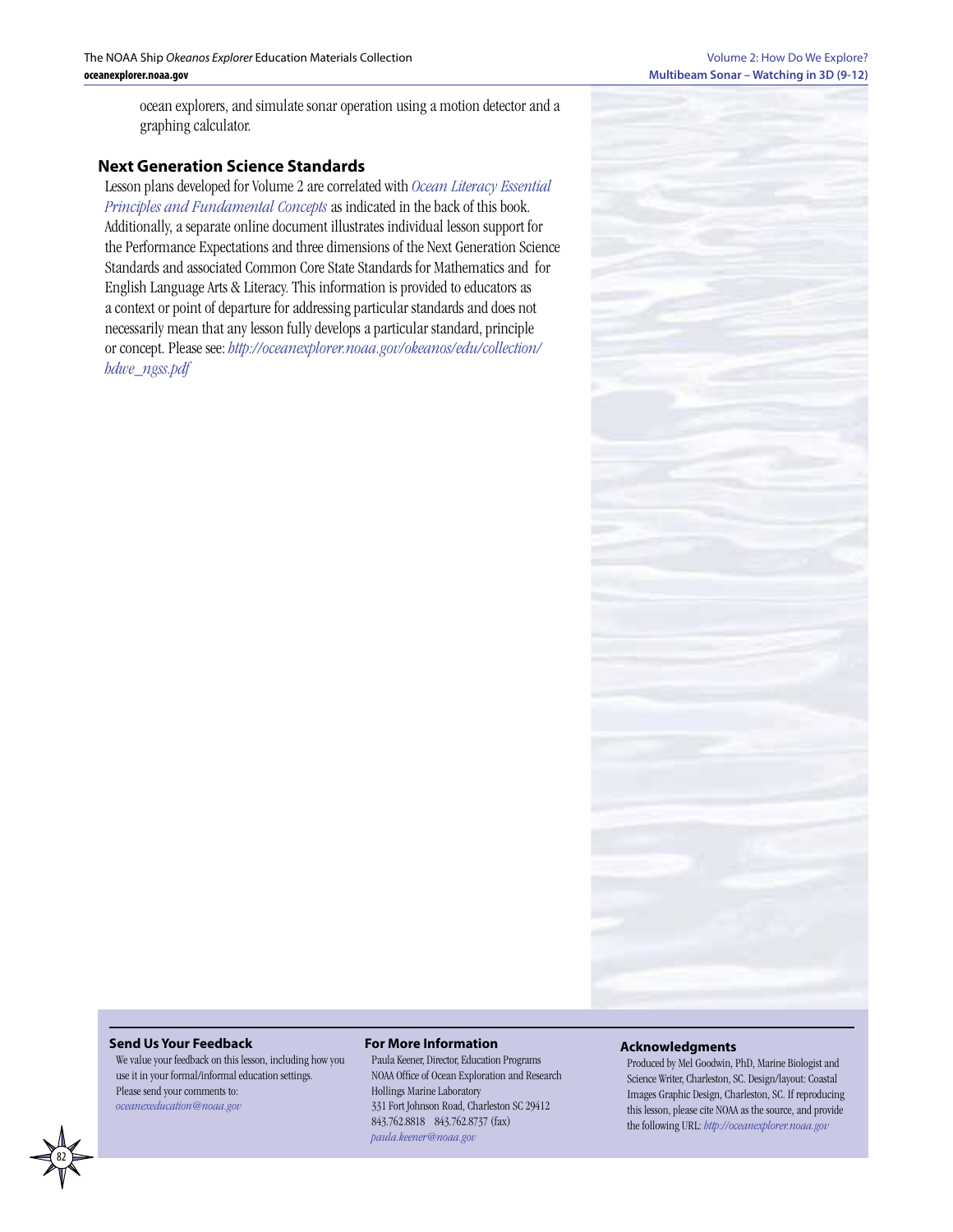ocean explorers, and simulate sonar operation using a motion detector and a graphing calculator.

## Next Generation Science Standards

Lesson plans developed for Volume 2 are correlated with *Ocean Literacy Essential Principles and Fundamental Concepts* as indicated in the back of this book. Additionally, a separate online document illustrates individual lesson support for the Performance Expectations and three dimensions of the Next Generation Science Standards and associated Common Core State Standards for Mathematics and for English Language Arts & Literacy. This information is provided to educators as a context or point of departure for addressing particular standards and does not necessarily mean that any lesson fully develops a particular standard, principle or concept. Please see: *http://oceanexplorer.noaa.gov/okeanos/edu/collection/hdwe_ngss.pdf*

### Send Us Your Feedback

We value your feedback on this lesson, including how you use it in your formal/informal education settings. Please send your comments to: *oceanexeducation@noaa.gov*

### For More Information

Paula Keener, Director, Education Programs
NOAA Office of Ocean Exploration and Research
Hollings Marine Laboratory
331 Fort Johnson Road, Charleston SC 29412
843.762.8818 843.762.8737 (fax)
*paula.keener@noaa.gov*

### Acknowledgments

Produced by Mel Goodwin, PhD, Marine Biologist and Science Writer, Charleston, SC. Design/layout: Coastal Images Graphic Design, Charleston, SC. If reproducing this lesson, please cite NOAA as the source, and provide the following URL: *http://oceanexplorer.noaa.gov*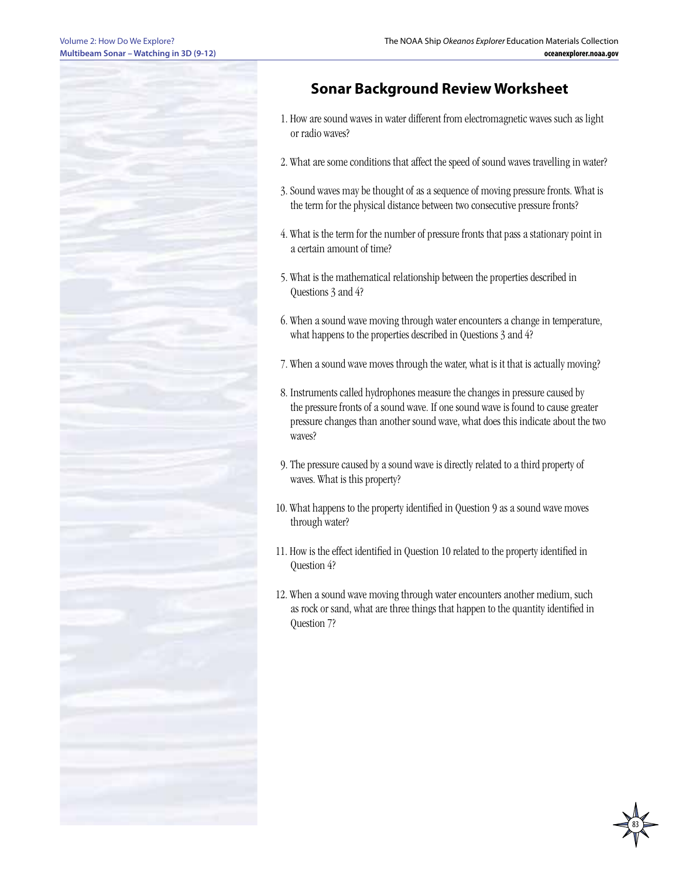## Sonar Background Review Worksheet

1. How are sound waves in water different from electromagnetic waves such as light or radio waves?

2. What are some conditions that affect the speed of sound waves travelling in water?

3. Sound waves may be thought of as a sequence of moving pressure fronts. What is the term for the physical distance between two consecutive pressure fronts?

4. What is the term for the number of pressure fronts that pass a stationary point in a certain amount of time?

5. What is the mathematical relationship between the properties described in Questions 3 and 4?

6. When a sound wave moving through water encounters a change in temperature, what happens to the properties described in Questions 3 and 4?

7. When a sound wave moves through the water, what is it that is actually moving?

8. Instruments called hydrophones measure the changes in pressure caused by the pressure fronts of a sound wave. If one sound wave is found to cause greater pressure changes than another sound wave, what does this indicate about the two waves?

9. The pressure caused by a sound wave is directly related to a third property of waves. What is this property?

10. What happens to the property identified in Question 9 as a sound wave moves through water?

11. How is the effect identified in Question 10 related to the property identified in Question 4?

12. When a sound wave moving through water encounters another medium, such as rock or sand, what are three things that happen to the quantity identified in Question 7?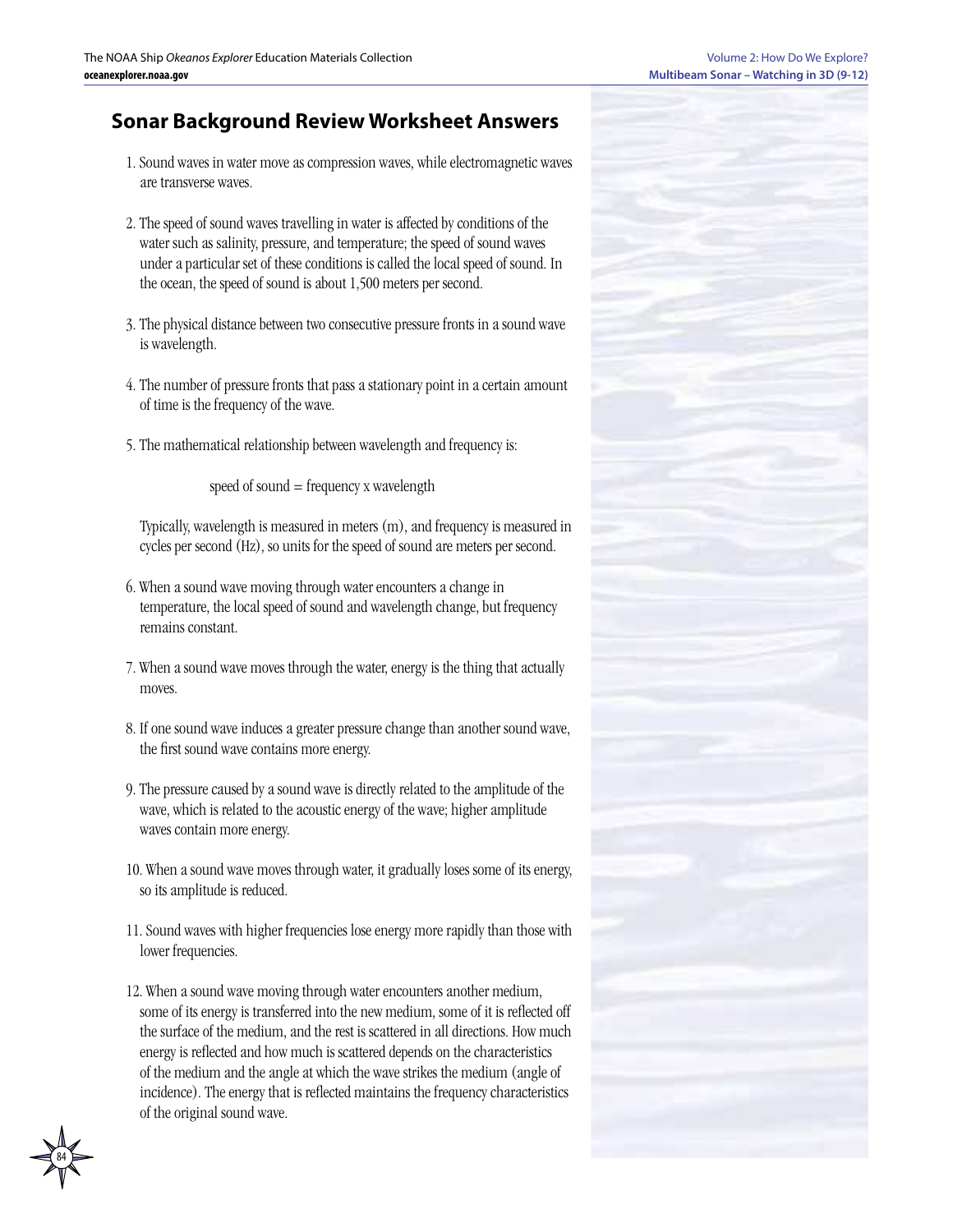## Sonar Background Review Worksheet Answers

1. Sound waves in water move as compression waves, while electromagnetic waves are transverse waves.

2. The speed of sound waves travelling in water is affected by conditions of the water such as salinity, pressure, and temperature; the speed of sound waves under a particular set of these conditions is called the local speed of sound. In the ocean, the speed of sound is about 1,500 meters per second.

3. The physical distance between two consecutive pressure fronts in a sound wave is wavelength.

4. The number of pressure fronts that pass a stationary point in a certain amount of time is the frequency of the wave.

5. The mathematical relationship between wavelength and frequency is:

   speed of sound = frequency x wavelength

   Typically, wavelength is measured in meters (m), and frequency is measured in cycles per second (Hz), so units for the speed of sound are meters per second.

6. When a sound wave moving through water encounters a change in temperature, the local speed of sound and wavelength change, but frequency remains constant.

7. When a sound wave moves through the water, energy is the thing that actually moves.

8. If one sound wave induces a greater pressure change than another sound wave, the first sound wave contains more energy.

9. The pressure caused by a sound wave is directly related to the amplitude of the wave, which is related to the acoustic energy of the wave; higher amplitude waves contain more energy.

10. When a sound wave moves through water, it gradually loses some of its energy, so its amplitude is reduced.

11. Sound waves with higher frequencies lose energy more rapidly than those with lower frequencies.

12. When a sound wave moving through water encounters another medium, some of its energy is transferred into the new medium, some of it is reflected off the surface of the medium, and the rest is scattered in all directions. How much energy is reflected and how much is scattered depends on the characteristics of the medium and the angle at which the wave strikes the medium (angle of incidence). The energy that is reflected maintains the frequency characteristics of the original sound wave.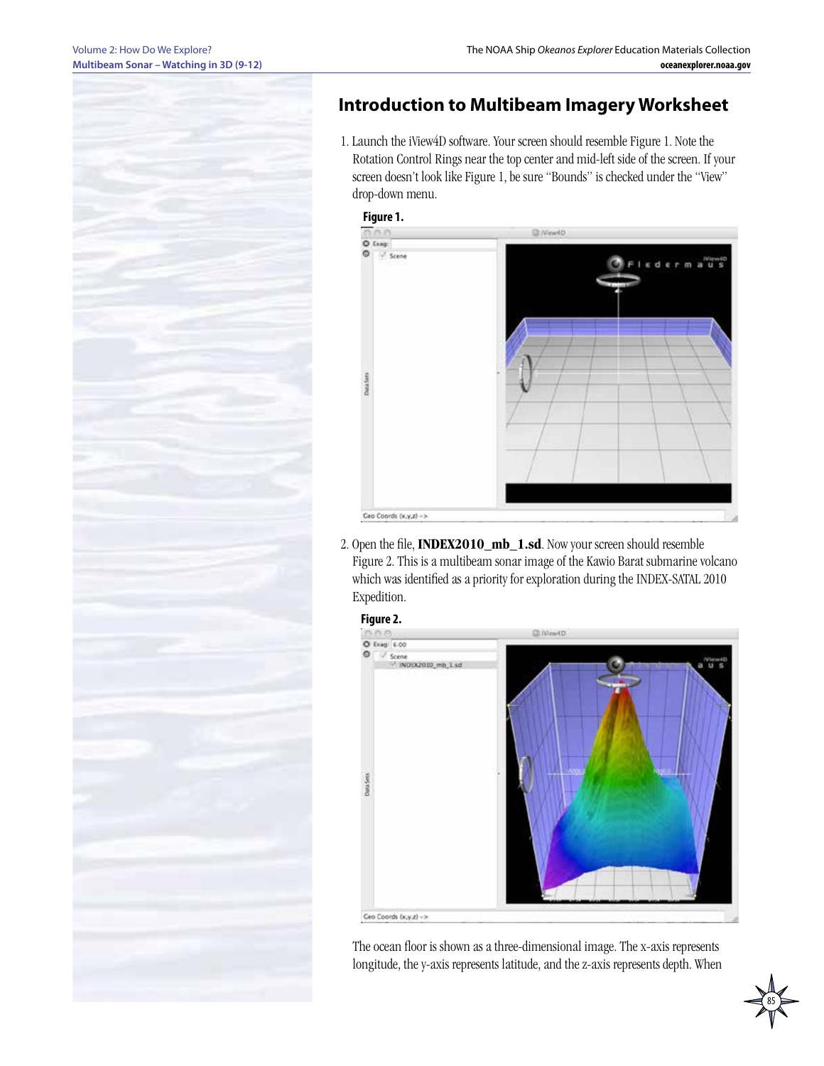## Introduction to Multibeam Imagery Worksheet

1. Launch the iView4D software. Your screen should resemble Figure 1. Note the Rotation Control Rings near the top center and mid-left side of the screen. If your screen doesn't look like Figure 1, be sure "Bounds" is checked under the "View" drop-down menu.

   **Figure 1.**

2. Open the file, **INDEX2010_mb_1.sd**. Now your screen should resemble Figure 2. This is a multibeam sonar image of the Kawio Barat submarine volcano which was identified as a priority for exploration during the INDEX-SATAL 2010 Expedition.

   **Figure 2.**

   The ocean floor is shown as a three-dimensional image. The x-axis represents longitude, the y-axis represents latitude, and the z-axis represents depth. When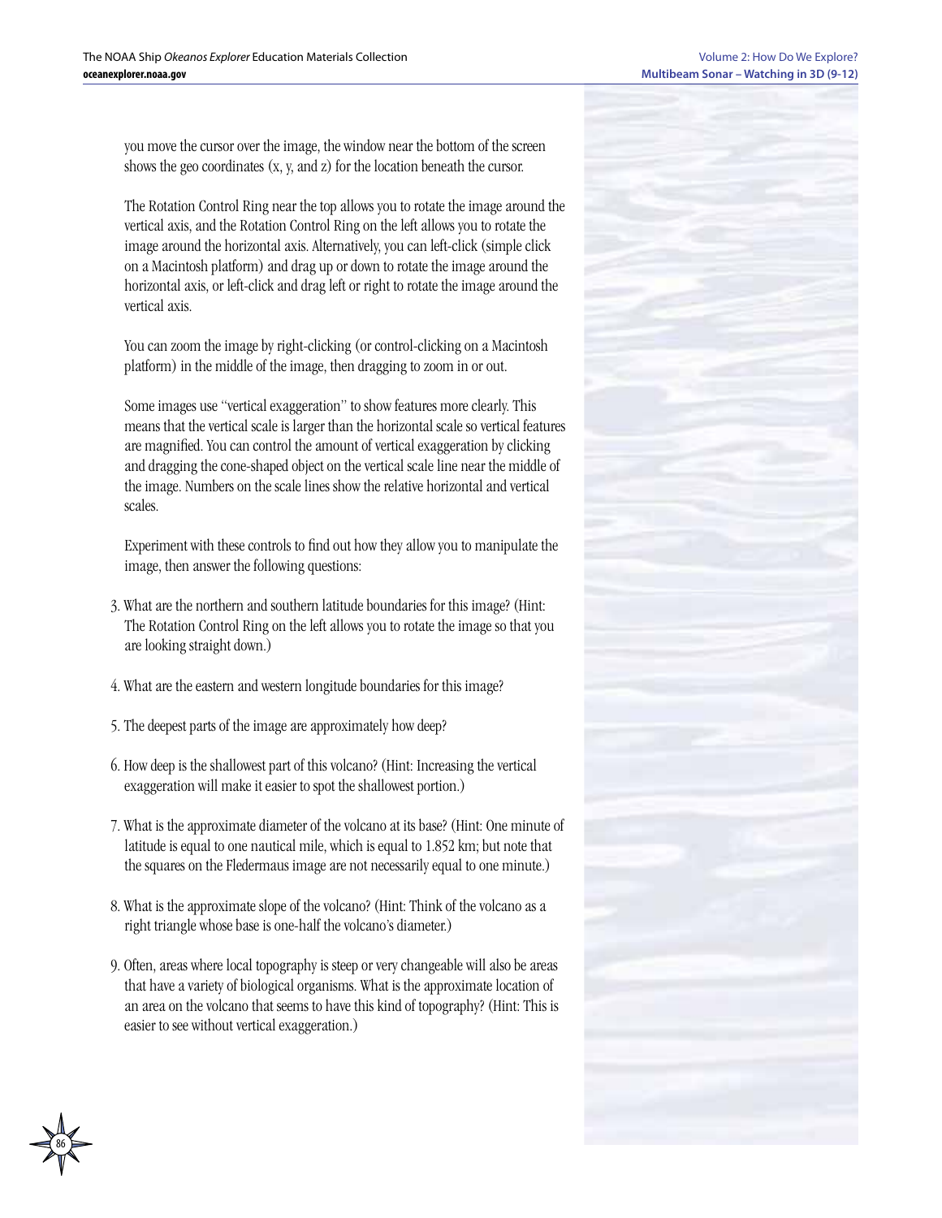you move the cursor over the image, the window near the bottom of the screen shows the geo coordinates (x, y, and z) for the location beneath the cursor.

The Rotation Control Ring near the top allows you to rotate the image around the vertical axis, and the Rotation Control Ring on the left allows you to rotate the image around the horizontal axis. Alternatively, you can left-click (simple click on a Macintosh platform) and drag up or down to rotate the image around the horizontal axis, or left-click and drag left or right to rotate the image around the vertical axis.

You can zoom the image by right-clicking (or control-clicking on a Macintosh platform) in the middle of the image, then dragging to zoom in or out.

Some images use "vertical exaggeration" to show features more clearly. This means that the vertical scale is larger than the horizontal scale so vertical features are magnified. You can control the amount of vertical exaggeration by clicking and dragging the cone-shaped object on the vertical scale line near the middle of the image. Numbers on the scale lines show the relative horizontal and vertical scales.

Experiment with these controls to find out how they allow you to manipulate the image, then answer the following questions:

3. What are the northern and southern latitude boundaries for this image? (Hint: The Rotation Control Ring on the left allows you to rotate the image so that you are looking straight down.)
4. What are the eastern and western longitude boundaries for this image?
5. The deepest parts of the image are approximately how deep?
6. How deep is the shallowest part of this volcano? (Hint: Increasing the vertical exaggeration will make it easier to spot the shallowest portion.)
7. What is the approximate diameter of the volcano at its base? (Hint: One minute of latitude is equal to one nautical mile, which is equal to 1.852 km; but note that the squares on the Fledermaus image are not necessarily equal to one minute.)
8. What is the approximate slope of the volcano? (Hint: Think of the volcano as a right triangle whose base is one-half the volcano's diameter.)
9. Often, areas where local topography is steep or very changeable will also be areas that have a variety of biological organisms. What is the approximate location of an area on the volcano that seems to have this kind of topography? (Hint: This is easier to see without vertical exaggeration.)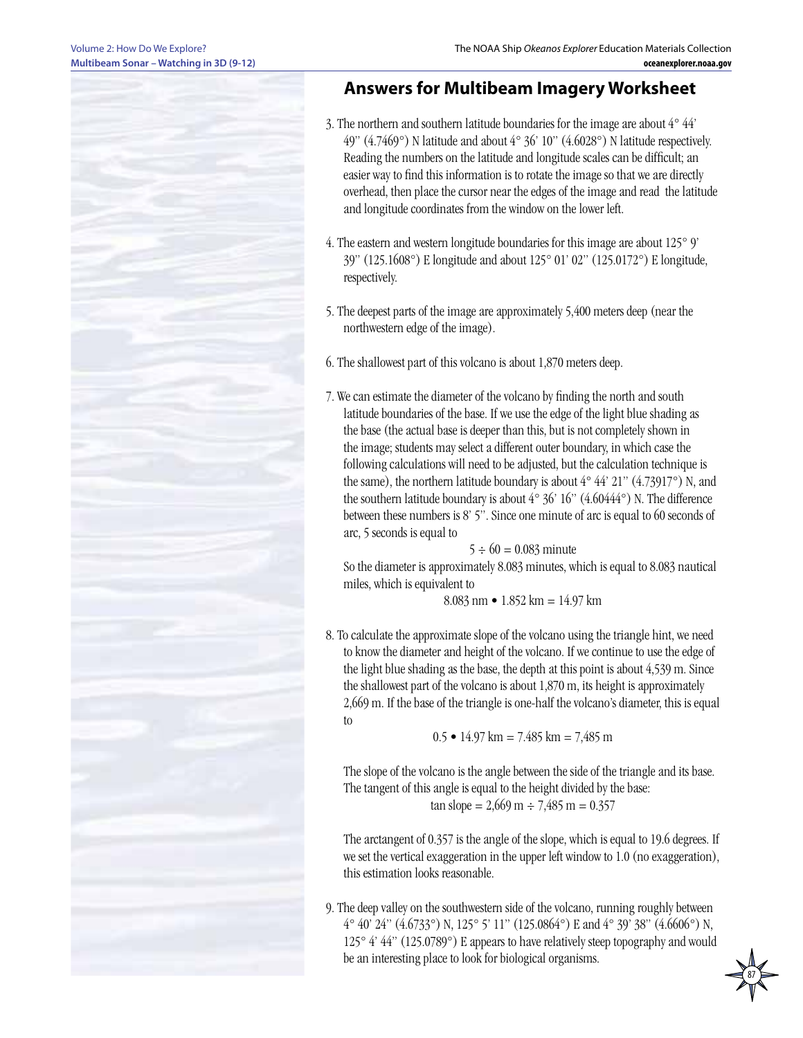## Answers for Multibeam Imagery Worksheet

3. The northern and southern latitude boundaries for the image are about 4° 44' 49" (4.7469°) N latitude and about 4° 36' 10" (4.6028°) N latitude respectively. Reading the numbers on the latitude and longitude scales can be difficult; an easier way to find this information is to rotate the image so that we are directly overhead, then place the cursor near the edges of the image and read the latitude and longitude coordinates from the window on the lower left.

4. The eastern and western longitude boundaries for this image are about 125° 9' 39" (125.1608°) E longitude and about 125° 01' 02" (125.0172°) E longitude, respectively.

5. The deepest parts of the image are approximately 5,400 meters deep (near the northwestern edge of the image).

6. The shallowest part of this volcano is about 1,870 meters deep.

7. We can estimate the diameter of the volcano by finding the north and south latitude boundaries of the base. If we use the edge of the light blue shading as the base (the actual base is deeper than this, but is not completely shown in the image; students may select a different outer boundary, in which case the following calculations will need to be adjusted, but the calculation technique is the same), the northern latitude boundary is about 4° 44' 21" (4.73917°) N, and the southern latitude boundary is about 4° 36' 16" (4.60444°) N. The difference between these numbers is 8' 5". Since one minute of arc is equal to 60 seconds of arc, 5 seconds is equal to

   $$5 \div 60 = 0.083 \text{ minute}$$

   So the diameter is approximately 8.083 minutes, which is equal to 8.083 nautical miles, which is equivalent to

   $$8.083 \text{ nm} \bullet 1.852 \text{ km} = 14.97 \text{ km}$$

8. To calculate the approximate slope of the volcano using the triangle hint, we need to know the diameter and height of the volcano. If we continue to use the edge of the light blue shading as the base, the depth at this point is about 4,539 m. Since the shallowest part of the volcano is about 1,870 m, its height is approximately 2,669 m. If the base of the triangle is one-half the volcano's diameter, this is equal to

   $$0.5 \bullet 14.97 \text{ km} = 7.485 \text{ km} = 7{,}485 \text{ m}$$

   The slope of the volcano is the angle between the side of the triangle and its base. The tangent of this angle is equal to the height divided by the base:

   $$\tan \text{slope} = 2{,}669 \text{ m} \div 7{,}485 \text{ m} = 0.357$$

   The arctangent of 0.357 is the angle of the slope, which is equal to 19.6 degrees. If we set the vertical exaggeration in the upper left window to 1.0 (no exaggeration), this estimation looks reasonable.

9. The deep valley on the southwestern side of the volcano, running roughly between 4° 40' 24" (4.6733°) N, 125° 5' 11" (125.0864°) E and 4° 39' 38" (4.6606°) N, 125° 4' 44" (125.0789°) E appears to have relatively steep topography and would be an interesting place to look for biological organisms.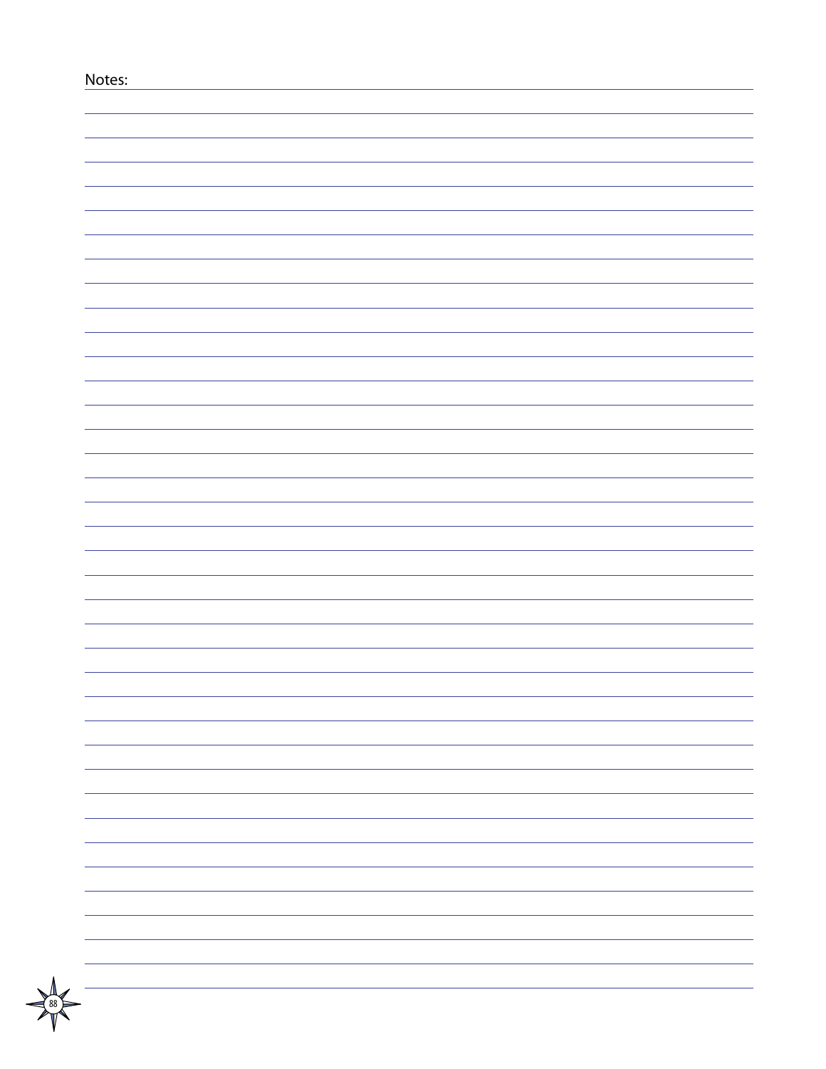Notes: